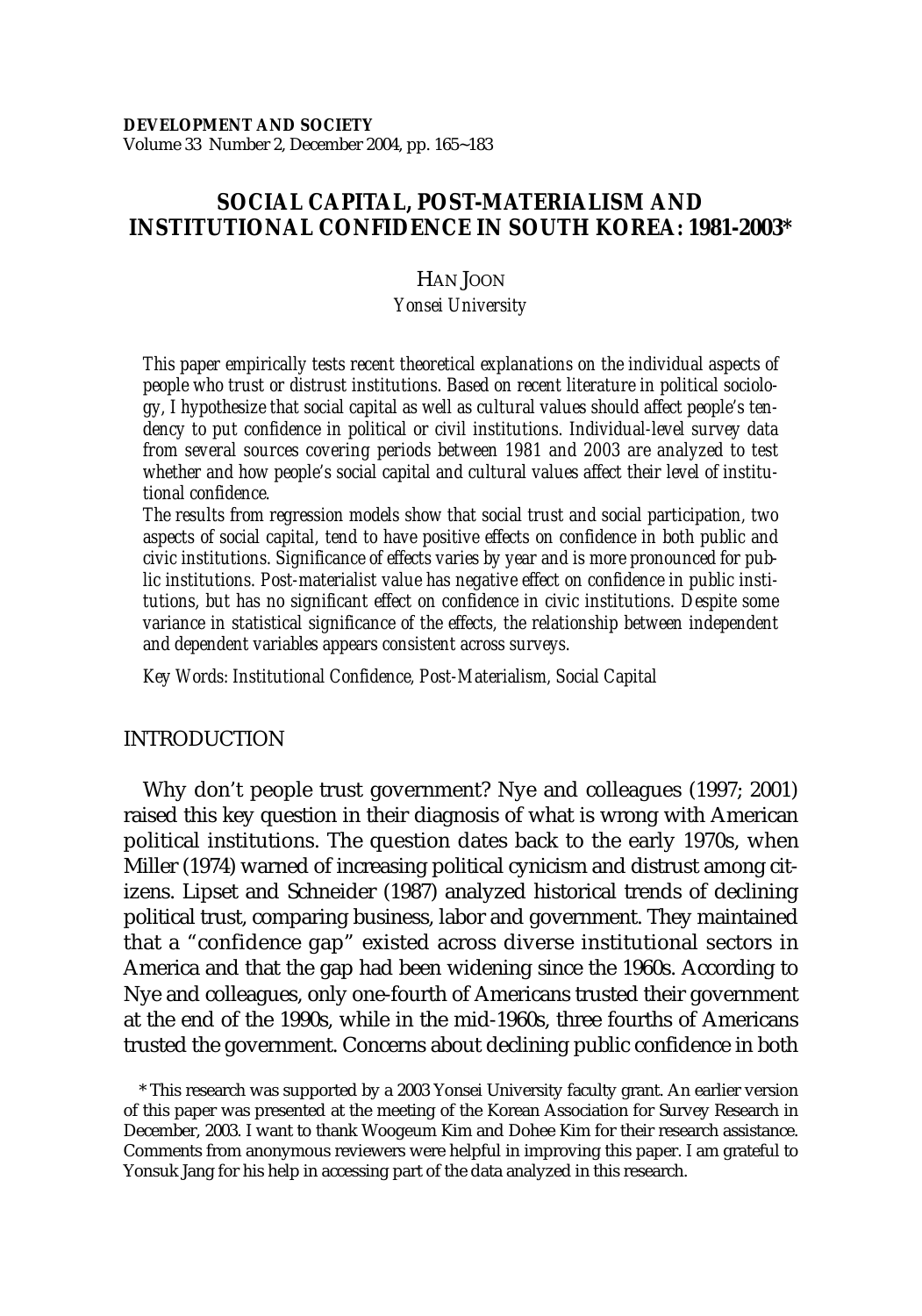# SOCIAL CAPITAL, POST-MATERIALISM AND INSTITUTIONAL CONFIDENCE IN SOUTH KOREA: 1981-2003*

HAN JOON

*Yonsei University*

*This paper empirically tests recent theoretical explanations on the individual aspects of people who trust or distrust institutions. Based on recent literature in political sociology, I hypothesize that social capital as well as cultural values should affect people's tendency to put confidence in political or civil institutions. Individual-level survey data from several sources covering periods between 1981 and 2003 are analyzed to test whether and how people's social capital and cultural values affect their level of institutional confidence.*

*The results from regression models show that social trust and social participation, two aspects of social capital, tend to have positive effects on confidence in both public and civic institutions. Significance of effects varies by year and is more pronounced for public institutions. Post-materialist value has negative effect on confidence in public institutions, but has no significant effect on confidence in civic institutions. Despite some variance in statistical significance of the effects, the relationship between independent and dependent variables appears consistent across surveys.*

*Key Words: Institutional Confidence, Post-Materialism, Social Capital*

## INTRODUCTION

Why don't people trust government? Nye and colleagues (1997; 2001) raised this key question in their diagnosis of what is wrong with American political institutions. The question dates back to the early 1970s, when Miller (1974) warned of increasing political cynicism and distrust among citizens. Lipset and Schneider (1987) analyzed historical trends of declining political trust, comparing business, labor and government. They maintained that a "confidence gap" existed across diverse institutional sectors in America and that the gap had been widening since the 1960s. According to Nye and colleagues, only one-fourth of Americans trusted their government at the end of the 1990s, while in the mid-1960s, three fourths of Americans trusted the government. Concerns about declining public confidence in both

\* This research was supported by a 2003 Yonsei University faculty grant. An earlier version of this paper was presented at the meeting of the Korean Association for Survey Research in December, 2003. I want to thank Woogeum Kim and Dohee Kim for their research assistance. Comments from anonymous reviewers were helpful in improving this paper. I am grateful to Yonsuk Jang for his help in accessing part of the data analyzed in this research.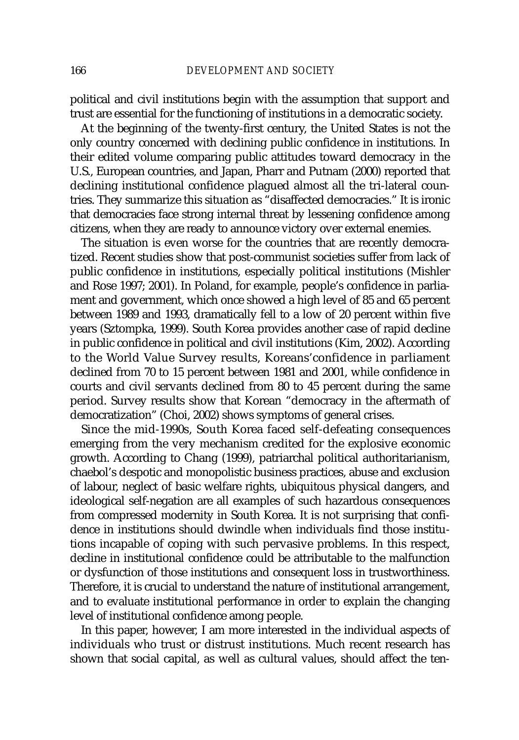political and civil institutions begin with the assumption that support and trust are essential for the functioning of institutions in a democratic society.

At the beginning of the twenty-first century, the United States is not the only country concerned with declining public confidence in institutions. In their edited volume comparing public attitudes toward democracy in the U.S., European countries, and Japan, Pharr and Putnam (2000) reported that declining institutional confidence plagued almost all the tri-lateral countries. They summarize this situation as "disaffected democracies." It is ironic that democracies face strong internal threat by lessening confidence among citizens, when they are ready to announce victory over external enemies.

The situation is even worse for the countries that are recently democratized. Recent studies show that post-communist societies suffer from lack of public confidence in institutions, especially political institutions (Mishler and Rose 1997; 2001). In Poland, for example, people's confidence in parliament and government, which once showed a high level of 85 and 65 percent between 1989 and 1993, dramatically fell to a low of 20 percent within five years (Sztompka, 1999). South Korea provides another case of rapid decline in public confidence in political and civil institutions (Kim, 2002). According to the World Value Survey results, Koreans'confidence in parliament declined from 70 to 15 percent between 1981 and 2001, while confidence in courts and civil servants declined from 80 to 45 percent during the same period. Survey results show that Korean "democracy in the aftermath of democratization" (Choi, 2002) shows symptoms of general crises.

Since the mid-1990s, South Korea faced self-defeating consequences emerging from the very mechanism credited for the explosive economic growth. According to Chang (1999), patriarchal political authoritarianism, chaebol's despotic and monopolistic business practices, abuse and exclusion of labour, neglect of basic welfare rights, ubiquitous physical dangers, and ideological self-negation are all examples of such hazardous consequences from compressed modernity in South Korea. It is not surprising that confidence in institutions should dwindle when individuals find those institutions incapable of coping with such pervasive problems. In this respect, decline in institutional confidence could be attributable to the malfunction or dysfunction of those institutions and consequent loss in trustworthiness. Therefore, it is crucial to understand the nature of institutional arrangement, and to evaluate institutional performance in order to explain the changing level of institutional confidence among people.

In this paper, however, I am more interested in the individual aspects of individuals who trust or distrust institutions. Much recent research has shown that social capital, as well as cultural values, should affect the ten-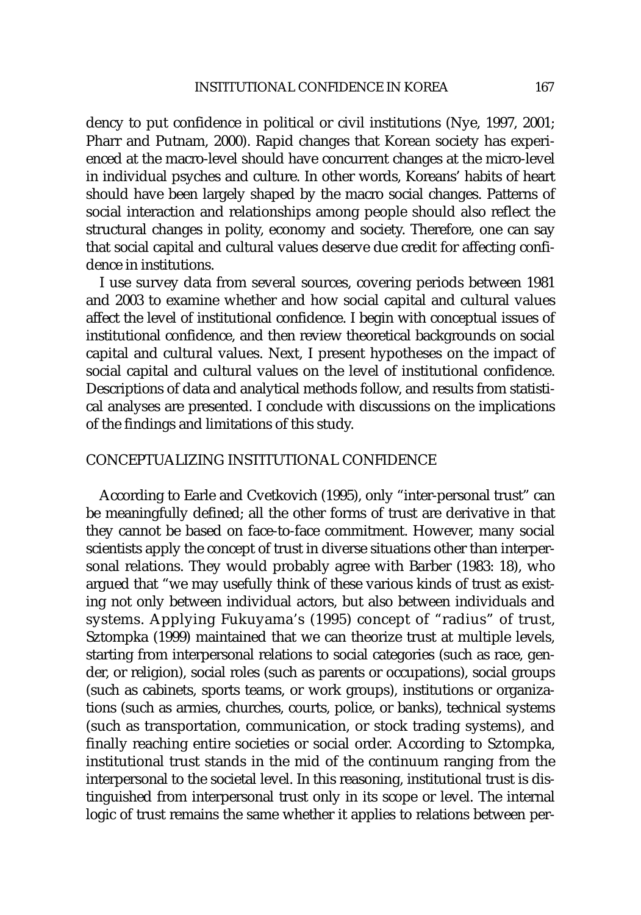dency to put confidence in political or civil institutions (Nye, 1997, 2001; Pharr and Putnam, 2000). Rapid changes that Korean society has experienced at the macro-level should have concurrent changes at the micro-level in individual psyches and culture. In other words, Koreans' habits of heart should have been largely shaped by the macro social changes. Patterns of social interaction and relationships among people should also reflect the structural changes in polity, economy and society. Therefore, one can say that social capital and cultural values deserve due credit for affecting confidence in institutions.

I use survey data from several sources, covering periods between 1981 and 2003 to examine whether and how social capital and cultural values affect the level of institutional confidence. I begin with conceptual issues of institutional confidence, and then review theoretical backgrounds on social capital and cultural values. Next, I present hypotheses on the impact of social capital and cultural values on the level of institutional confidence. Descriptions of data and analytical methods follow, and results from statistical analyses are presented. I conclude with discussions on the implications of the findings and limitations of this study.

## CONCEPTUALIZING INSTITUTIONAL CONFIDENCE

According to Earle and Cvetkovich (1995), only "inter-personal trust" can be meaningfully defined; all the other forms of trust are derivative in that they cannot be based on face-to-face commitment. However, many social scientists apply the concept of trust in diverse situations other than interpersonal relations. They would probably agree with Barber (1983: 18), who argued that "we may usefully think of these various kinds of trust as existing not only between individual actors, but also between individuals and systems. Applying Fukuyama's (1995) concept of "radius" of trust, Sztompka (1999) maintained that we can theorize trust at multiple levels, starting from interpersonal relations to social categories (such as race, gender, or religion), social roles (such as parents or occupations), social groups (such as cabinets, sports teams, or work groups), institutions or organizations (such as armies, churches, courts, police, or banks), technical systems (such as transportation, communication, or stock trading systems), and finally reaching entire societies or social order. According to Sztompka, institutional trust stands in the mid of the continuum ranging from the interpersonal to the societal level. In this reasoning, institutional trust is distinguished from interpersonal trust only in its scope or level. The internal logic of trust remains the same whether it applies to relations between per-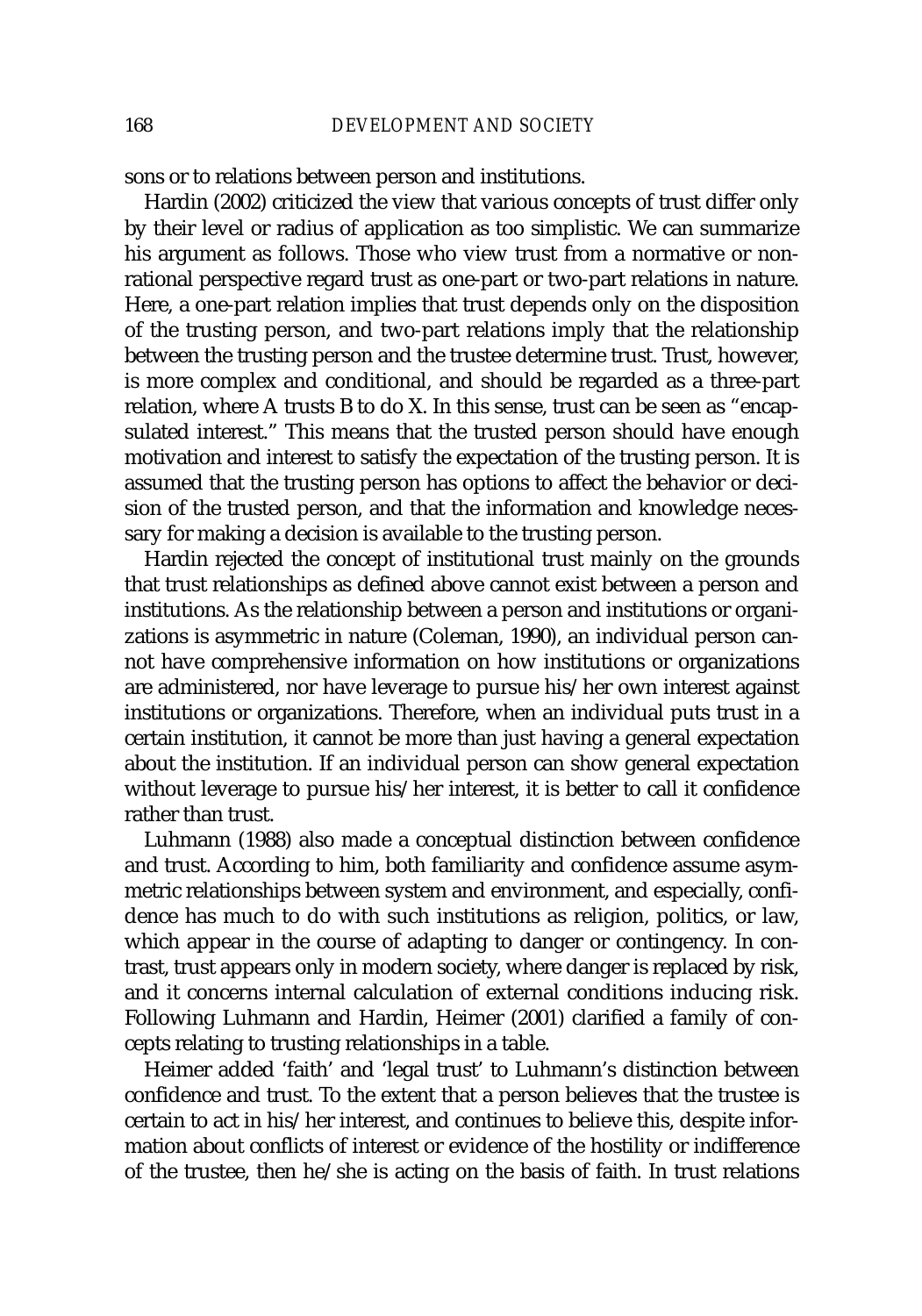sons or to relations between person and institutions.

Hardin (2002) criticized the view that various concepts of trust differ only by their level or radius of application as too simplistic. We can summarize his argument as follows. Those who view trust from a normative or non-rational perspective regard trust as one-part or two-part relations in nature. Here, a one-part relation implies that trust depends only on the disposition of the trusting person, and two-part relations imply that the relationship between the trusting person and the trustee determine trust. Trust, however, is more complex and conditional, and should be regarded as a three-part relation, where A trusts B to do X. In this sense, trust can be seen as "encapsulated interest." This means that the trusted person should have enough motivation and interest to satisfy the expectation of the trusting person. It is assumed that the trusting person has options to affect the behavior or decision of the trusted person, and that the information and knowledge necessary for making a decision is available to the trusting person.

Hardin rejected the concept of institutional trust mainly on the grounds that trust relationships as defined above cannot exist between a person and institutions. As the relationship between a person and institutions or organizations is asymmetric in nature (Coleman, 1990), an individual person cannot have comprehensive information on how institutions or organizations are administered, nor have leverage to pursue his/her own interest against institutions or organizations. Therefore, when an individual puts trust in a certain institution, it cannot be more than just having a general expectation about the institution. If an individual person can show general expectation without leverage to pursue his/her interest, it is better to call it confidence rather than trust.

Luhmann (1988) also made a conceptual distinction between confidence and trust. According to him, both familiarity and confidence assume asymmetric relationships between system and environment, and especially, confidence has much to do with such institutions as religion, politics, or law, which appear in the course of adapting to danger or contingency. In contrast, trust appears only in modern society, where danger is replaced by risk, and it concerns internal calculation of external conditions inducing risk. Following Luhmann and Hardin, Heimer (2001) clarified a family of concepts relating to trusting relationships in a table.

Heimer added 'faith' and 'legal trust' to Luhmann's distinction between confidence and trust. To the extent that a person believes that the trustee is certain to act in his/her interest, and continues to believe this, despite information about conflicts of interest or evidence of the hostility or indifference of the trustee, then he/she is acting on the basis of faith. In trust relations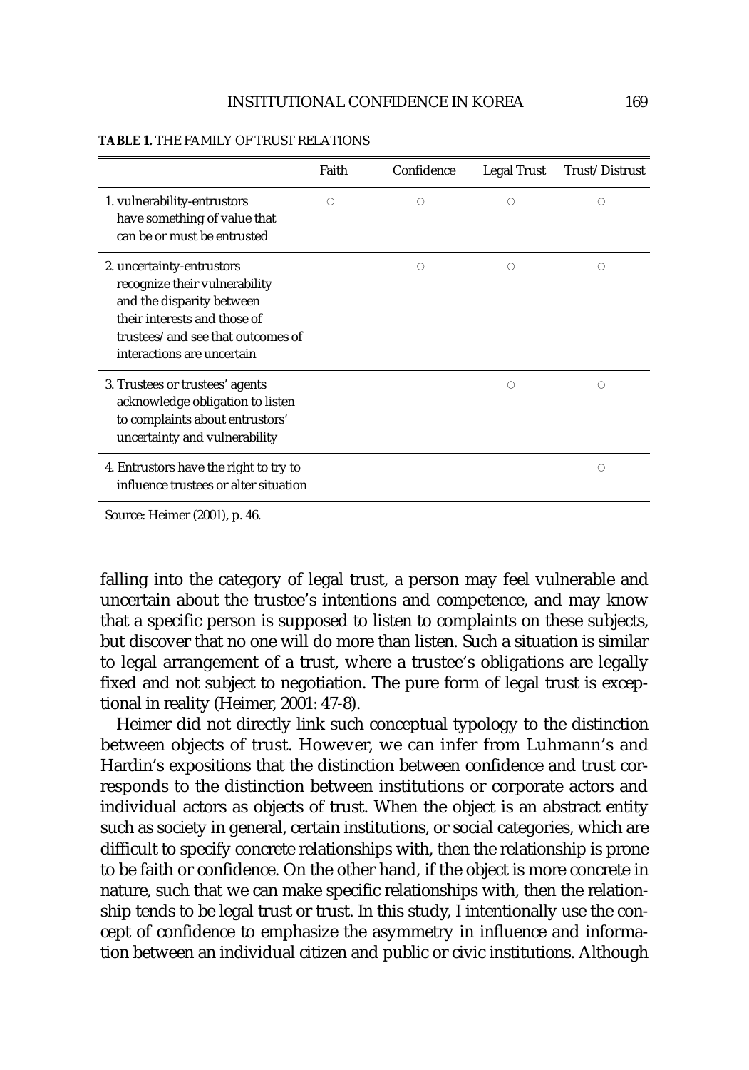**TABLE 1.** THE FAMILY OF TRUST RELATIONS

| | Faith | Confidence | Legal Trust | Trust/Distrust |
|---|---|---|---|---|
| 1. vulnerability-entrustors have something of value that can be or must be entrusted | ○ | ○ | ○ | ○ |
| 2. uncertainty-entrustors recognize their vulnerability and the disparity between their interests and those of trustees/and see that outcomes of interactions are uncertain | | ○ | ○ | ○ |
| 3. Trustees or trustees' agents acknowledge obligation to listen to complaints about entrustors' uncertainty and vulnerability | | | ○ | ○ |
| 4. Entrustors have the right to try to influence trustees or alter situation | | | | ○ |

Source: Heimer (2001), p. 46.

falling into the category of legal trust, a person may feel vulnerable and uncertain about the trustee's intentions and competence, and may know that a specific person is supposed to listen to complaints on these subjects, but discover that no one will do more than listen. Such a situation is similar to legal arrangement of a trust, where a trustee's obligations are legally fixed and not subject to negotiation. The pure form of legal trust is exceptional in reality (Heimer, 2001: 47-8).

Heimer did not directly link such conceptual typology to the distinction between objects of trust. However, we can infer from Luhmann's and Hardin's expositions that the distinction between confidence and trust corresponds to the distinction between institutions or corporate actors and individual actors as objects of trust. When the object is an abstract entity such as society in general, certain institutions, or social categories, which are difficult to specify concrete relationships with, then the relationship is prone to be faith or confidence. On the other hand, if the object is more concrete in nature, such that we can make specific relationships with, then the relationship tends to be legal trust or trust. In this study, I intentionally use the concept of confidence to emphasize the asymmetry in influence and information between an individual citizen and public or civic institutions. Although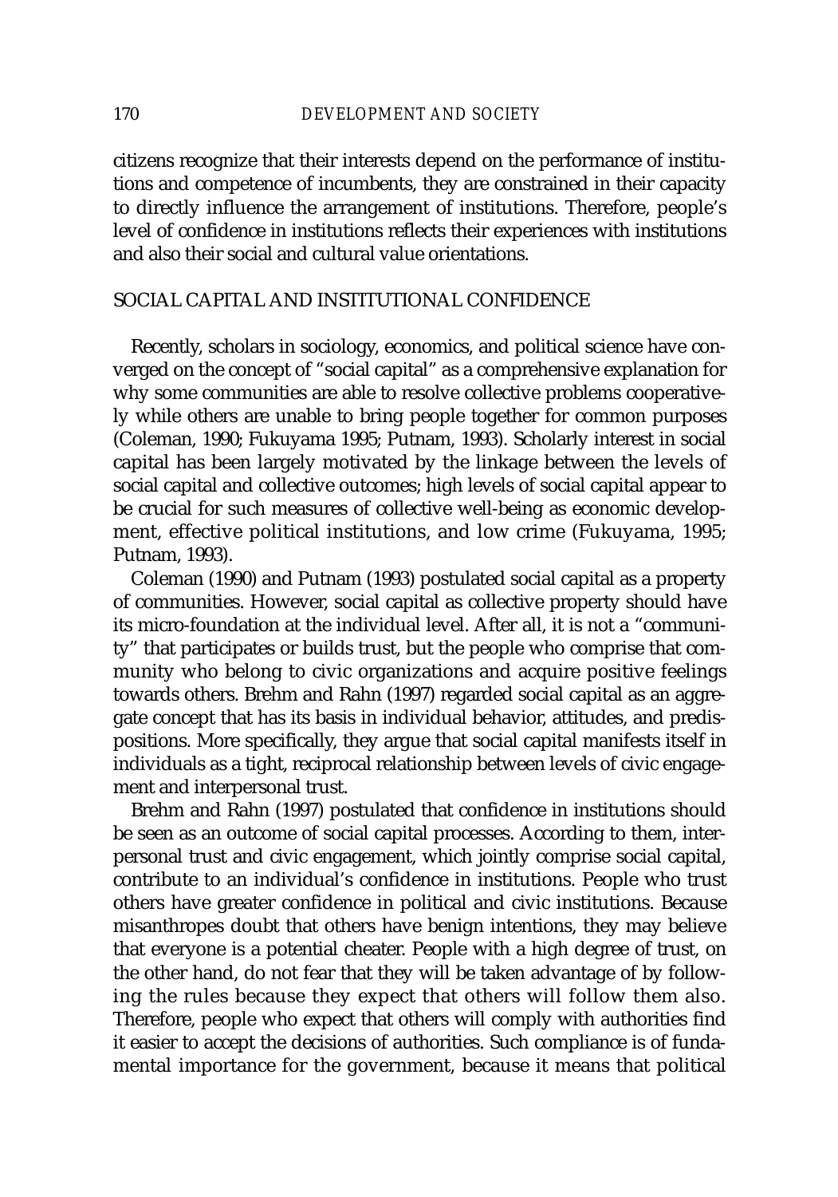citizens recognize that their interests depend on the performance of institutions and competence of incumbents, they are constrained in their capacity to directly influence the arrangement of institutions. Therefore, people's level of confidence in institutions reflects their experiences with institutions and also their social and cultural value orientations.

## SOCIAL CAPITAL AND INSTITUTIONAL CONFIDENCE

Recently, scholars in sociology, economics, and political science have converged on the concept of "social capital" as a comprehensive explanation for why some communities are able to resolve collective problems cooperatively while others are unable to bring people together for common purposes (Coleman, 1990; Fukuyama 1995; Putnam, 1993). Scholarly interest in social capital has been largely motivated by the linkage between the levels of social capital and collective outcomes; high levels of social capital appear to be crucial for such measures of collective well-being as economic development, effective political institutions, and low crime (Fukuyama, 1995; Putnam, 1993).

Coleman (1990) and Putnam (1993) postulated social capital as a property of communities. However, social capital as collective property should have its micro-foundation at the individual level. After all, it is not a "community" that participates or builds trust, but the people who comprise that community who belong to civic organizations and acquire positive feelings towards others. Brehm and Rahn (1997) regarded social capital as an aggregate concept that has its basis in individual behavior, attitudes, and predispositions. More specifically, they argue that social capital manifests itself in individuals as a tight, reciprocal relationship between levels of civic engagement and interpersonal trust.

Brehm and Rahn (1997) postulated that confidence in institutions should be seen as an outcome of social capital processes. According to them, interpersonal trust and civic engagement, which jointly comprise social capital, contribute to an individual's confidence in institutions. People who trust others have greater confidence in political and civic institutions. Because misanthropes doubt that others have benign intentions, they may believe that everyone is a potential cheater. People with a high degree of trust, on the other hand, do not fear that they will be taken advantage of by following the rules because they expect that others will follow them also. Therefore, people who expect that others will comply with authorities find it easier to accept the decisions of authorities. Such compliance is of fundamental importance for the government, because it means that political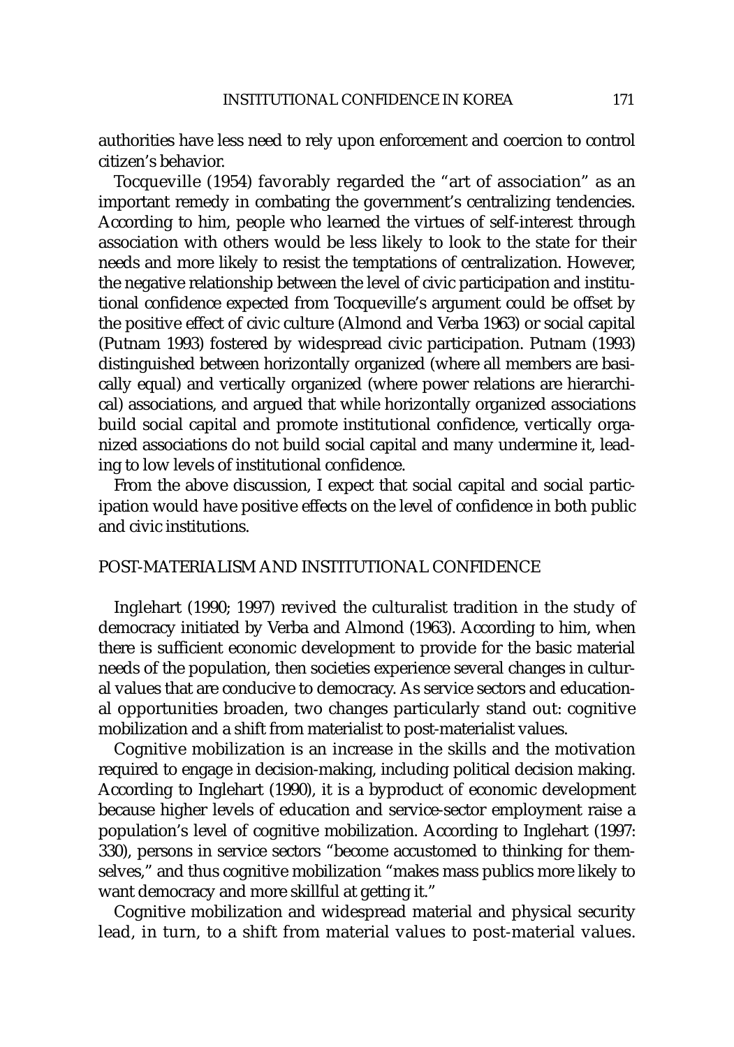authorities have less need to rely upon enforcement and coercion to control citizen's behavior.

Tocqueville (1954) favorably regarded the "art of association" as an important remedy in combating the government's centralizing tendencies. According to him, people who learned the virtues of self-interest through association with others would be less likely to look to the state for their needs and more likely to resist the temptations of centralization. However, the negative relationship between the level of civic participation and institutional confidence expected from Tocqueville's argument could be offset by the positive effect of civic culture (Almond and Verba 1963) or social capital (Putnam 1993) fostered by widespread civic participation. Putnam (1993) distinguished between horizontally organized (where all members are basically equal) and vertically organized (where power relations are hierarchical) associations, and argued that while horizontally organized associations build social capital and promote institutional confidence, vertically organized associations do not build social capital and many undermine it, leading to low levels of institutional confidence.

From the above discussion, I expect that social capital and social participation would have positive effects on the level of confidence in both public and civic institutions.

## POST-MATERIALISM AND INSTITUTIONAL CONFIDENCE

Inglehart (1990; 1997) revived the culturalist tradition in the study of democracy initiated by Verba and Almond (1963). According to him, when there is sufficient economic development to provide for the basic material needs of the population, then societies experience several changes in cultural values that are conducive to democracy. As service sectors and educational opportunities broaden, two changes particularly stand out: cognitive mobilization and a shift from materialist to post-materialist values.

Cognitive mobilization is an increase in the skills and the motivation required to engage in decision-making, including political decision making. According to Inglehart (1990), it is a byproduct of economic development because higher levels of education and service-sector employment raise a population's level of cognitive mobilization. According to Inglehart (1997: 330), persons in service sectors "become accustomed to thinking for themselves," and thus cognitive mobilization "makes mass publics more likely to want democracy and more skillful at getting it."

Cognitive mobilization and widespread material and physical security lead, in turn, to a shift from material values to post-material values.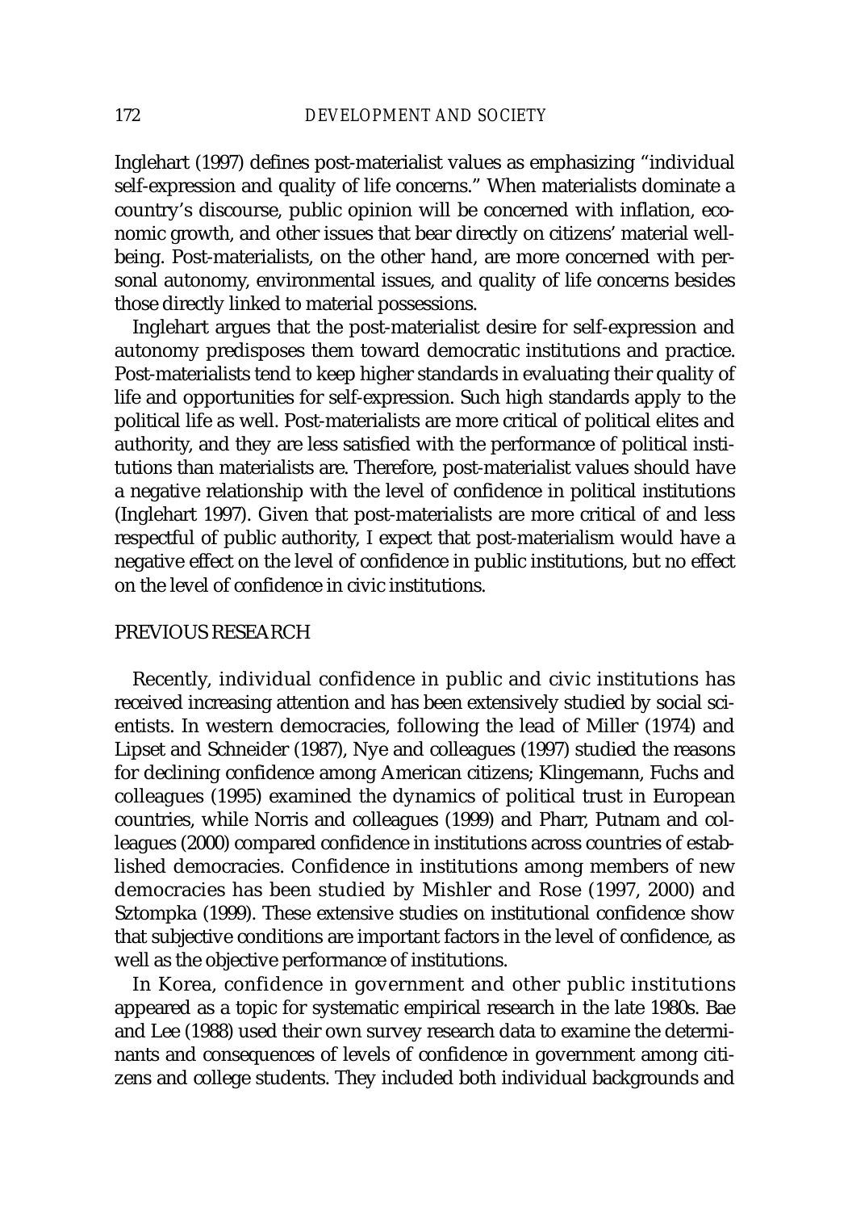Inglehart (1997) defines post-materialist values as emphasizing "individual self-expression and quality of life concerns." When materialists dominate a country's discourse, public opinion will be concerned with inflation, economic growth, and other issues that bear directly on citizens' material well-being. Post-materialists, on the other hand, are more concerned with personal autonomy, environmental issues, and quality of life concerns besides those directly linked to material possessions.

Inglehart argues that the post-materialist desire for self-expression and autonomy predisposes them toward democratic institutions and practice. Post-materialists tend to keep higher standards in evaluating their quality of life and opportunities for self-expression. Such high standards apply to the political life as well. Post-materialists are more critical of political elites and authority, and they are less satisfied with the performance of political institutions than materialists are. Therefore, post-materialist values should have a negative relationship with the level of confidence in political institutions (Inglehart 1997). Given that post-materialists are more critical of and less respectful of public authority, I expect that post-materialism would have a negative effect on the level of confidence in public institutions, but no effect on the level of confidence in civic institutions.

## PREVIOUS RESEARCH

Recently, individual confidence in public and civic institutions has received increasing attention and has been extensively studied by social scientists. In western democracies, following the lead of Miller (1974) and Lipset and Schneider (1987), Nye and colleagues (1997) studied the reasons for declining confidence among American citizens; Klingemann, Fuchs and colleagues (1995) examined the dynamics of political trust in European countries, while Norris and colleagues (1999) and Pharr, Putnam and colleagues (2000) compared confidence in institutions across countries of established democracies. Confidence in institutions among members of new democracies has been studied by Mishler and Rose (1997, 2000) and Sztompka (1999). These extensive studies on institutional confidence show that subjective conditions are important factors in the level of confidence, as well as the objective performance of institutions.

In Korea, confidence in government and other public institutions appeared as a topic for systematic empirical research in the late 1980s. Bae and Lee (1988) used their own survey research data to examine the determinants and consequences of levels of confidence in government among citizens and college students. They included both individual backgrounds and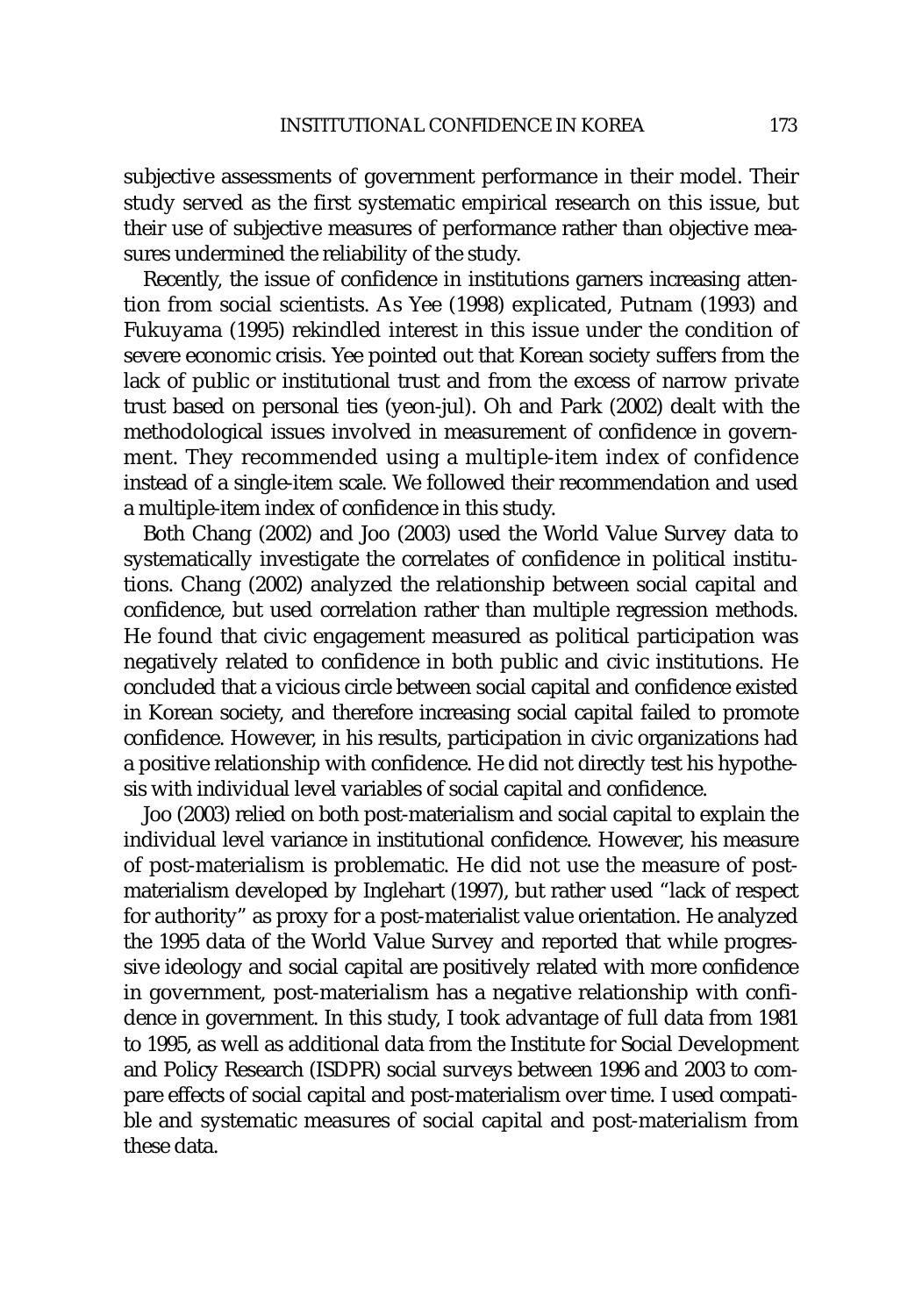subjective assessments of government performance in their model. Their study served as the first systematic empirical research on this issue, but their use of subjective measures of performance rather than objective measures undermined the reliability of the study.

Recently, the issue of confidence in institutions garners increasing attention from social scientists. As Yee (1998) explicated, Putnam (1993) and Fukuyama (1995) rekindled interest in this issue under the condition of severe economic crisis. Yee pointed out that Korean society suffers from the lack of public or institutional trust and from the excess of narrow private trust based on personal ties (yeon-jul). Oh and Park (2002) dealt with the methodological issues involved in measurement of confidence in government. They recommended using a multiple-item index of confidence instead of a single-item scale. We followed their recommendation and used a multiple-item index of confidence in this study.

Both Chang (2002) and Joo (2003) used the World Value Survey data to systematically investigate the correlates of confidence in political institutions. Chang (2002) analyzed the relationship between social capital and confidence, but used correlation rather than multiple regression methods. He found that civic engagement measured as political participation was negatively related to confidence in both public and civic institutions. He concluded that a vicious circle between social capital and confidence existed in Korean society, and therefore increasing social capital failed to promote confidence. However, in his results, participation in civic organizations had a positive relationship with confidence. He did not directly test his hypothesis with individual level variables of social capital and confidence.

Joo (2003) relied on both post-materialism and social capital to explain the individual level variance in institutional confidence. However, his measure of post-materialism is problematic. He did not use the measure of post-materialism developed by Inglehart (1997), but rather used "lack of respect for authority" as proxy for a post-materialist value orientation. He analyzed the 1995 data of the World Value Survey and reported that while progressive ideology and social capital are positively related with more confidence in government, post-materialism has a negative relationship with confidence in government. In this study, I took advantage of full data from 1981 to 1995, as well as additional data from the Institute for Social Development and Policy Research (ISDPR) social surveys between 1996 and 2003 to compare effects of social capital and post-materialism over time. I used compatible and systematic measures of social capital and post-materialism from these data.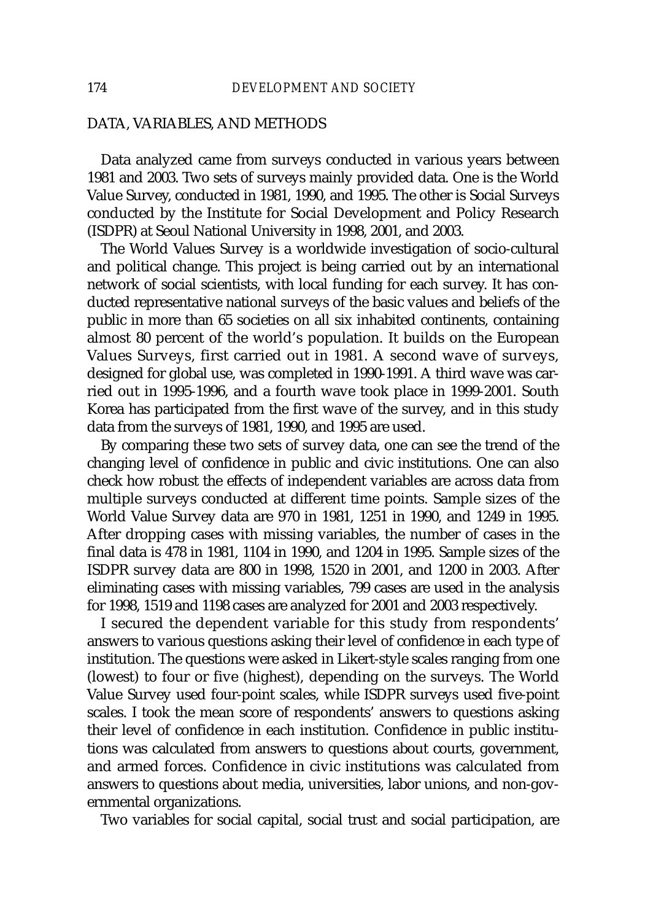## DATA, VARIABLES, AND METHODS

Data analyzed came from surveys conducted in various years between 1981 and 2003. Two sets of surveys mainly provided data. One is the World Value Survey, conducted in 1981, 1990, and 1995. The other is Social Surveys conducted by the Institute for Social Development and Policy Research (ISDPR) at Seoul National University in 1998, 2001, and 2003.

The World Values Survey is a worldwide investigation of socio-cultural and political change. This project is being carried out by an international network of social scientists, with local funding for each survey. It has conducted representative national surveys of the basic values and beliefs of the public in more than 65 societies on all six inhabited continents, containing almost 80 percent of the world's population. It builds on the European Values Surveys, first carried out in 1981. A second wave of surveys, designed for global use, was completed in 1990-1991. A third wave was carried out in 1995-1996, and a fourth wave took place in 1999-2001. South Korea has participated from the first wave of the survey, and in this study data from the surveys of 1981, 1990, and 1995 are used.

By comparing these two sets of survey data, one can see the trend of the changing level of confidence in public and civic institutions. One can also check how robust the effects of independent variables are across data from multiple surveys conducted at different time points. Sample sizes of the World Value Survey data are 970 in 1981, 1251 in 1990, and 1249 in 1995. After dropping cases with missing variables, the number of cases in the final data is 478 in 1981, 1104 in 1990, and 1204 in 1995. Sample sizes of the ISDPR survey data are 800 in 1998, 1520 in 2001, and 1200 in 2003. After eliminating cases with missing variables, 799 cases are used in the analysis for 1998, 1519 and 1198 cases are analyzed for 2001 and 2003 respectively.

I secured the dependent variable for this study from respondents' answers to various questions asking their level of confidence in each type of institution. The questions were asked in Likert-style scales ranging from one (lowest) to four or five (highest), depending on the surveys. The World Value Survey used four-point scales, while ISDPR surveys used five-point scales. I took the mean score of respondents' answers to questions asking their level of confidence in each institution. Confidence in public institutions was calculated from answers to questions about courts, government, and armed forces. Confidence in civic institutions was calculated from answers to questions about media, universities, labor unions, and non-governmental organizations.

Two variables for social capital, social trust and social participation, are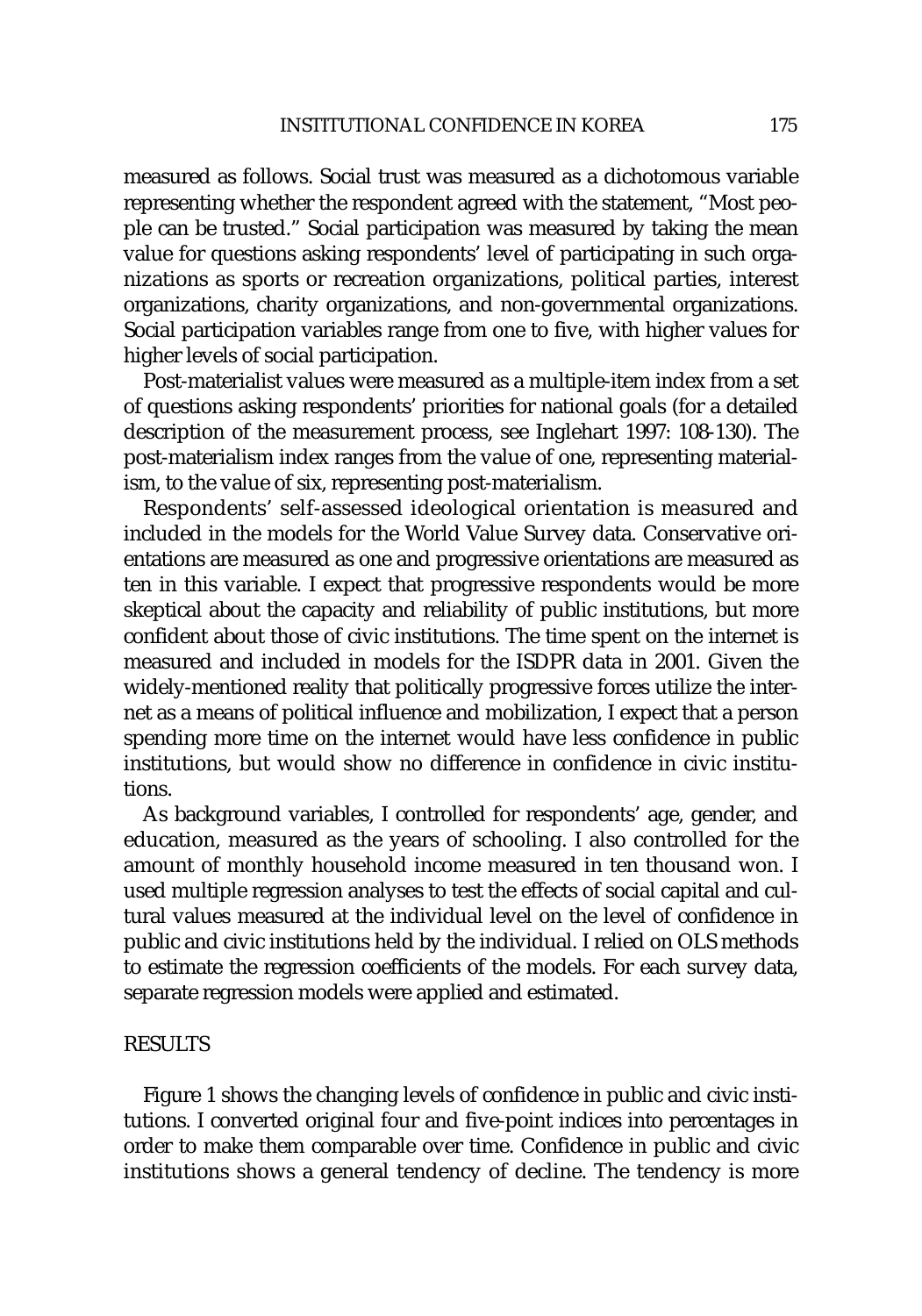measured as follows. Social trust was measured as a dichotomous variable representing whether the respondent agreed with the statement, "Most people can be trusted." Social participation was measured by taking the mean value for questions asking respondents' level of participating in such organizations as sports or recreation organizations, political parties, interest organizations, charity organizations, and non-governmental organizations. Social participation variables range from one to five, with higher values for higher levels of social participation.

Post-materialist values were measured as a multiple-item index from a set of questions asking respondents' priorities for national goals (for a detailed description of the measurement process, see Inglehart 1997: 108-130). The post-materialism index ranges from the value of one, representing materialism, to the value of six, representing post-materialism.

Respondents' self-assessed ideological orientation is measured and included in the models for the World Value Survey data. Conservative orientations are measured as one and progressive orientations are measured as ten in this variable. I expect that progressive respondents would be more skeptical about the capacity and reliability of public institutions, but more confident about those of civic institutions. The time spent on the internet is measured and included in models for the ISDPR data in 2001. Given the widely-mentioned reality that politically progressive forces utilize the internet as a means of political influence and mobilization, I expect that a person spending more time on the internet would have less confidence in public institutions, but would show no difference in confidence in civic institutions.

As background variables, I controlled for respondents' age, gender, and education, measured as the years of schooling. I also controlled for the amount of monthly household income measured in ten thousand won. I used multiple regression analyses to test the effects of social capital and cultural values measured at the individual level on the level of confidence in public and civic institutions held by the individual. I relied on OLS methods to estimate the regression coefficients of the models. For each survey data, separate regression models were applied and estimated.

## RESULTS

Figure 1 shows the changing levels of confidence in public and civic institutions. I converted original four and five-point indices into percentages in order to make them comparable over time. Confidence in public and civic institutions shows a general tendency of decline. The tendency is more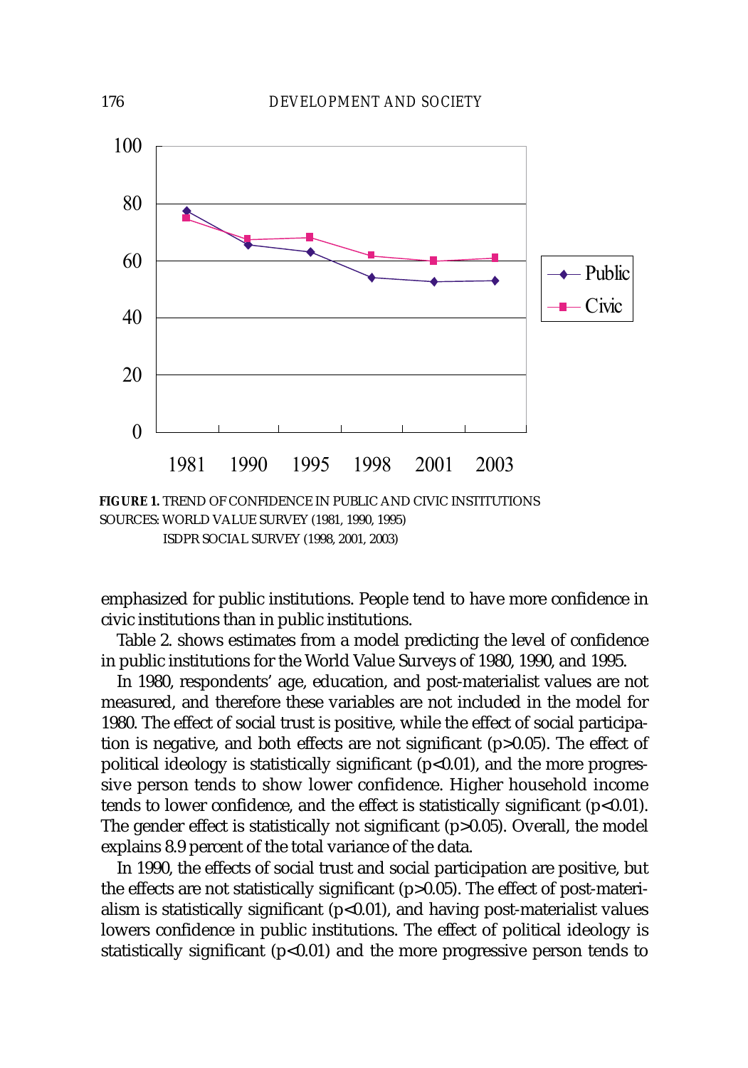FIGURE 1. TREND OF CONFIDENCE IN PUBLIC AND CIVIC INSTITUTIONS
SOURCES: WORLD VALUE SURVEY (1981, 1990, 1995)
ISDPR SOCIAL SURVEY (1998, 2001, 2003)

emphasized for public institutions. People tend to have more confidence in civic institutions than in public institutions.

Table 2. shows estimates from a model predicting the level of confidence in public institutions for the World Value Surveys of 1980, 1990, and 1995.

In 1980, respondents' age, education, and post-materialist values are not measured, and therefore these variables are not included in the model for 1980. The effect of social trust is positive, while the effect of social participation is negative, and both effects are not significant ($p>0.05$). The effect of political ideology is statistically significant ($p<0.01$), and the more progressive person tends to show lower confidence. Higher household income tends to lower confidence, and the effect is statistically significant ($p<0.01$). The gender effect is statistically not significant ($p>0.05$). Overall, the model explains 8.9 percent of the total variance of the data.

In 1990, the effects of social trust and social participation are positive, but the effects are not statistically significant ($p>0.05$). The effect of post-materialism is statistically significant ($p<0.01$), and having post-materialist values lowers confidence in public institutions. The effect of political ideology is statistically significant ($p<0.01$) and the more progressive person tends to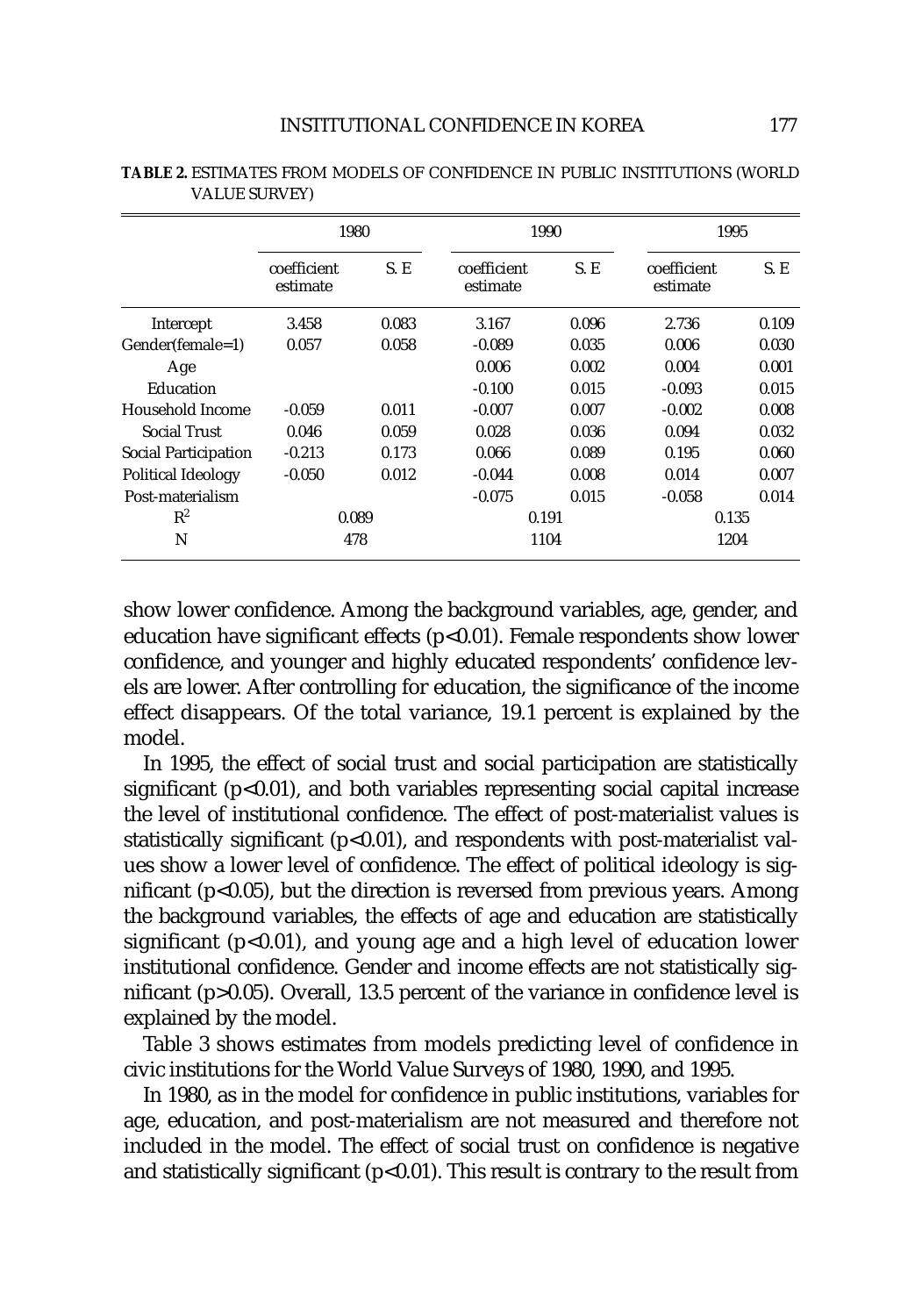**TABLE 2.** ESTIMATES FROM MODELS OF CONFIDENCE IN PUBLIC INSTITUTIONS (WORLD VALUE SURVEY)

| | 1980 | | 1990 | | 1995 | |
|---|---|---|---|---|---|---|
| | coefficient estimate | S. E | coefficient estimate | S. E | coefficient estimate | S. E |
| Intercept | 3.458 | 0.083 | 3.167 | 0.096 | 2.736 | 0.109 |
| Gender(female=1) | 0.057 | 0.058 | -0.089 | 0.035 | 0.006 | 0.030 |
| Age | | | 0.006 | 0.002 | 0.004 | 0.001 |
| Education | | | -0.100 | 0.015 | -0.093 | 0.015 |
| Household Income | -0.059 | 0.011 | -0.007 | 0.007 | -0.002 | 0.008 |
| Social Trust | 0.046 | 0.059 | 0.028 | 0.036 | 0.094 | 0.032 |
| Social Participation | -0.213 | 0.173 | 0.066 | 0.089 | 0.195 | 0.060 |
| Political Ideology | -0.050 | 0.012 | -0.044 | 0.008 | 0.014 | 0.007 |
| Post-materialism | | | -0.075 | 0.015 | -0.058 | 0.014 |
| $R^2$ | 0.089 | | 0.191 | | 0.135 | |
| N | 478 | | 1104 | | 1204 | |

show lower confidence. Among the background variables, age, gender, and education have significant effects ($p<0.01$). Female respondents show lower confidence, and younger and highly educated respondents' confidence levels are lower. After controlling for education, the significance of the income effect disappears. Of the total variance, 19.1 percent is explained by the model.

In 1995, the effect of social trust and social participation are statistically significant ($p<0.01$), and both variables representing social capital increase the level of institutional confidence. The effect of post-materialist values is statistically significant ($p<0.01$), and respondents with post-materialist values show a lower level of confidence. The effect of political ideology is significant ($p<0.05$), but the direction is reversed from previous years. Among the background variables, the effects of age and education are statistically significant ($p<0.01$), and young age and a high level of education lower institutional confidence. Gender and income effects are not statistically significant ($p>0.05$). Overall, 13.5 percent of the variance in confidence level is explained by the model.

Table 3 shows estimates from models predicting level of confidence in civic institutions for the World Value Surveys of 1980, 1990, and 1995.

In 1980, as in the model for confidence in public institutions, variables for age, education, and post-materialism are not measured and therefore not included in the model. The effect of social trust on confidence is negative and statistically significant ($p<0.01$). This result is contrary to the result from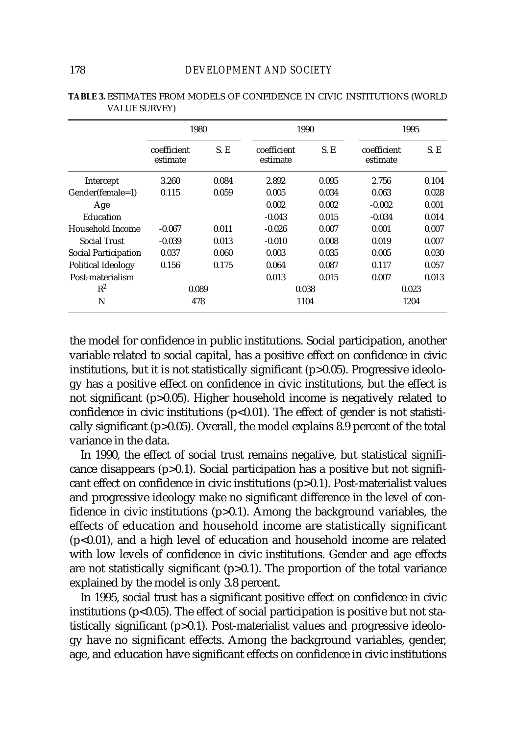**TABLE 3.** ESTIMATES FROM MODELS OF CONFIDENCE IN CIVIC INSTITUTIONS (WORLD VALUE SURVEY)

| | 1980 | | 1990 | | 1995 | |
|---|---|---|---|---|---|---|
| | coefficient estimate | S. E | coefficient estimate | S. E | coefficient estimate | S. E |
| Intercept | 3.260 | 0.084 | 2.892 | 0.095 | 2.756 | 0.104 |
| Gender(female=1) | 0.115 | 0.059 | 0.005 | 0.034 | 0.063 | 0.028 |
| Age | | | 0.002 | 0.002 | -0.002 | 0.001 |
| Education | | | -0.043 | 0.015 | -0.034 | 0.014 |
| Household Income | -0.067 | 0.011 | -0.026 | 0.007 | 0.001 | 0.007 |
| Social Trust | -0.039 | 0.013 | -0.010 | 0.008 | 0.019 | 0.007 |
| Social Participation | 0.037 | 0.060 | 0.003 | 0.035 | 0.005 | 0.030 |
| Political Ideology | 0.156 | 0.175 | 0.064 | 0.087 | 0.117 | 0.057 |
| Post-materialism | | | 0.013 | 0.015 | 0.007 | 0.013 |
| $R^2$ | 0.089 | | 0.038 | | 0.023 | |
| N | 478 | | 1104 | | 1204 | |

the model for confidence in public institutions. Social participation, another variable related to social capital, has a positive effect on confidence in civic institutions, but it is not statistically significant ($p>0.05$). Progressive ideology has a positive effect on confidence in civic institutions, but the effect is not significant ($p>0.05$). Higher household income is negatively related to confidence in civic institutions ($p<0.01$). The effect of gender is not statistically significant ($p>0.05$). Overall, the model explains 8.9 percent of the total variance in the data.

In 1990, the effect of social trust remains negative, but statistical significance disappears ($p>0.1$). Social participation has a positive but not significant effect on confidence in civic institutions ($p>0.1$). Post-materialist values and progressive ideology make no significant difference in the level of confidence in civic institutions ($p>0.1$). Among the background variables, the effects of education and household income are statistically significant ($p<0.01$), and a high level of education and household income are related with low levels of confidence in civic institutions. Gender and age effects are not statistically significant ($p>0.1$). The proportion of the total variance explained by the model is only 3.8 percent.

In 1995, social trust has a significant positive effect on confidence in civic institutions ($p<0.05$). The effect of social participation is positive but not statistically significant ($p>0.1$). Post-materialist values and progressive ideology have no significant effects. Among the background variables, gender, age, and education have significant effects on confidence in civic institutions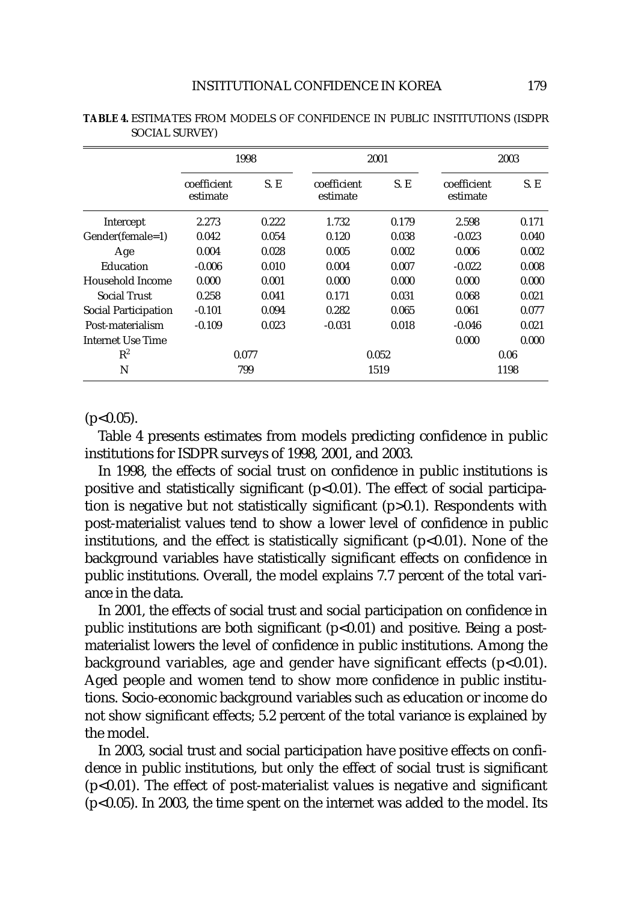**TABLE 4.** ESTIMATES FROM MODELS OF CONFIDENCE IN PUBLIC INSTITUTIONS (ISDPR SOCIAL SURVEY)

| | 1998 | | 2001 | | 2003 | |
|---|---|---|---|---|---|---|
| | coefficient estimate | S. E | coefficient estimate | S. E | coefficient estimate | S. E |
| Intercept | 2.273 | 0.222 | 1.732 | 0.179 | 2.598 | 0.171 |
| Gender(female=1) | 0.042 | 0.054 | 0.120 | 0.038 | -0.023 | 0.040 |
| Age | 0.004 | 0.028 | 0.005 | 0.002 | 0.006 | 0.002 |
| Education | -0.006 | 0.010 | 0.004 | 0.007 | -0.022 | 0.008 |
| Household Income | 0.000 | 0.001 | 0.000 | 0.000 | 0.000 | 0.000 |
| Social Trust | 0.258 | 0.041 | 0.171 | 0.031 | 0.068 | 0.021 |
| Social Participation | -0.101 | 0.094 | 0.282 | 0.065 | 0.061 | 0.077 |
| Post-materialism | -0.109 | 0.023 | -0.031 | 0.018 | -0.046 | 0.021 |
| Internet Use Time | | | | | 0.000 | 0.000 |
| $R^2$ | 0.077 | | 0.052 | | 0.06 | |
| N | 799 | | 1519 | | 1198 | |

($p<0.05$).

Table 4 presents estimates from models predicting confidence in public institutions for ISDPR surveys of 1998, 2001, and 2003.

In 1998, the effects of social trust on confidence in public institutions is positive and statistically significant ($p<0.01$). The effect of social participation is negative but not statistically significant ($p>0.1$). Respondents with post-materialist values tend to show a lower level of confidence in public institutions, and the effect is statistically significant ($p<0.01$). None of the background variables have statistically significant effects on confidence in public institutions. Overall, the model explains 7.7 percent of the total variance in the data.

In 2001, the effects of social trust and social participation on confidence in public institutions are both significant ($p<0.01$) and positive. Being a post-materialist lowers the level of confidence in public institutions. Among the background variables, age and gender have significant effects ($p<0.01$). Aged people and women tend to show more confidence in public institutions. Socio-economic background variables such as education or income do not show significant effects; 5.2 percent of the total variance is explained by the model.

In 2003, social trust and social participation have positive effects on confidence in public institutions, but only the effect of social trust is significant ($p<0.01$). The effect of post-materialist values is negative and significant ($p<0.05$). In 2003, the time spent on the internet was added to the model. Its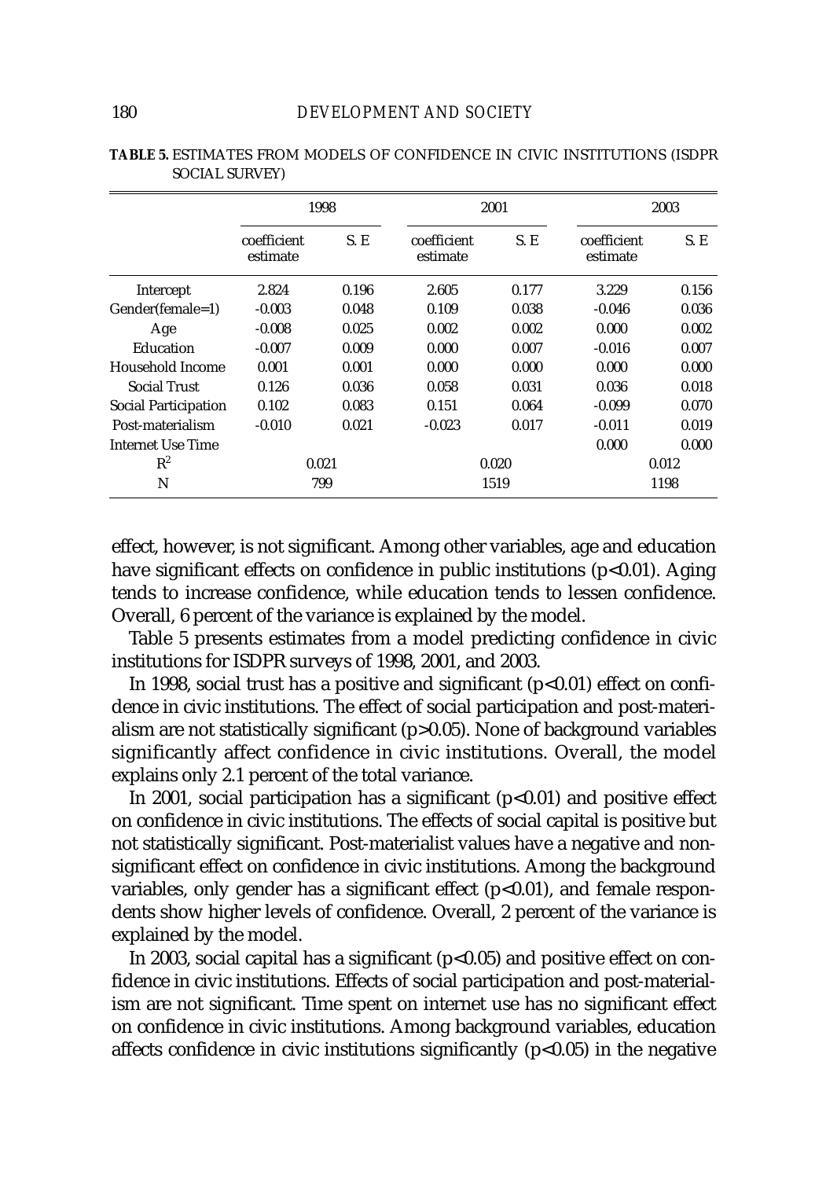**TABLE 5.** ESTIMATES FROM MODELS OF CONFIDENCE IN CIVIC INSTITUTIONS (ISDPR SOCIAL SURVEY)

| | 1998 | | 2001 | | 2003 | |
|---|---|---|---|---|---|---|
| | coefficient estimate | S. E | coefficient estimate | S. E | coefficient estimate | S. E |
| Intercept | 2.824 | 0.196 | 2.605 | 0.177 | 3.229 | 0.156 |
| Gender(female=1) | -0.003 | 0.048 | 0.109 | 0.038 | -0.046 | 0.036 |
| Age | -0.008 | 0.025 | 0.002 | 0.002 | 0.000 | 0.002 |
| Education | -0.007 | 0.009 | 0.000 | 0.007 | -0.016 | 0.007 |
| Household Income | 0.001 | 0.001 | 0.000 | 0.000 | 0.000 | 0.000 |
| Social Trust | 0.126 | 0.036 | 0.058 | 0.031 | 0.036 | 0.018 |
| Social Participation | 0.102 | 0.083 | 0.151 | 0.064 | -0.099 | 0.070 |
| Post-materialism | -0.010 | 0.021 | -0.023 | 0.017 | -0.011 | 0.019 |
| Internet Use Time | | | | | 0.000 | 0.000 |
| $R^2$ | 0.021 | | 0.020 | | 0.012 | |
| N | 799 | | 1519 | | 1198 | |

effect, however, is not significant. Among other variables, age and education have significant effects on confidence in public institutions ($p<0.01$). Aging tends to increase confidence, while education tends to lessen confidence. Overall, 6 percent of the variance is explained by the model.

Table 5 presents estimates from a model predicting confidence in civic institutions for ISDPR surveys of 1998, 2001, and 2003.

In 1998, social trust has a positive and significant ($p<0.01$) effect on confidence in civic institutions. The effect of social participation and post-materialism are not statistically significant ($p>0.05$). None of background variables significantly affect confidence in civic institutions. Overall, the model explains only 2.1 percent of the total variance.

In 2001, social participation has a significant ($p<0.01$) and positive effect on confidence in civic institutions. The effects of social capital is positive but not statistically significant. Post-materialist values have a negative and non-significant effect on confidence in civic institutions. Among the background variables, only gender has a significant effect ($p<0.01$), and female respondents show higher levels of confidence. Overall, 2 percent of the variance is explained by the model.

In 2003, social capital has a significant ($p<0.05$) and positive effect on confidence in civic institutions. Effects of social participation and post-materialism are not significant. Time spent on internet use has no significant effect on confidence in civic institutions. Among background variables, education affects confidence in civic institutions significantly ($p<0.05$) in the negative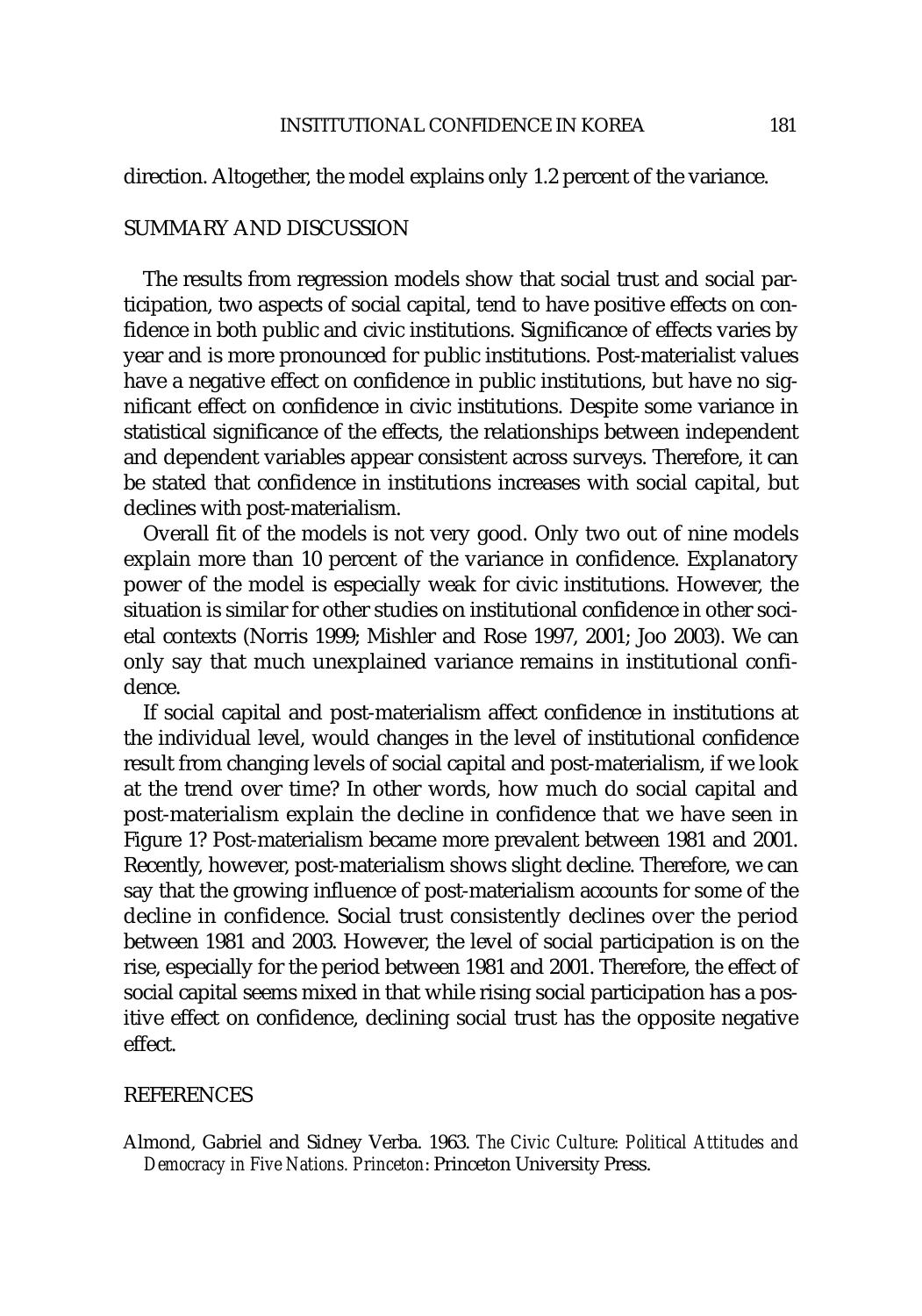direction. Altogether, the model explains only 1.2 percent of the variance.

## SUMMARY AND DISCUSSION

The results from regression models show that social trust and social participation, two aspects of social capital, tend to have positive effects on confidence in both public and civic institutions. Significance of effects varies by year and is more pronounced for public institutions. Post-materialist values have a negative effect on confidence in public institutions, but have no significant effect on confidence in civic institutions. Despite some variance in statistical significance of the effects, the relationships between independent and dependent variables appear consistent across surveys. Therefore, it can be stated that confidence in institutions increases with social capital, but declines with post-materialism.

Overall fit of the models is not very good. Only two out of nine models explain more than 10 percent of the variance in confidence. Explanatory power of the model is especially weak for civic institutions. However, the situation is similar for other studies on institutional confidence in other societal contexts (Norris 1999; Mishler and Rose 1997, 2001; Joo 2003). We can only say that much unexplained variance remains in institutional confidence.

If social capital and post-materialism affect confidence in institutions at the individual level, would changes in the level of institutional confidence result from changing levels of social capital and post-materialism, if we look at the trend over time? In other words, how much do social capital and post-materialism explain the decline in confidence that we have seen in Figure 1? Post-materialism became more prevalent between 1981 and 2001. Recently, however, post-materialism shows slight decline. Therefore, we can say that the growing influence of post-materialism accounts for some of the decline in confidence. Social trust consistently declines over the period between 1981 and 2003. However, the level of social participation is on the rise, especially for the period between 1981 and 2001. Therefore, the effect of social capital seems mixed in that while rising social participation has a positive effect on confidence, declining social trust has the opposite negative effect.

## REFERENCES

Almond, Gabriel and Sidney Verba. 1963. *The Civic Culture: Political Attitudes and Democracy in Five Nations. Princeton*: Princeton University Press.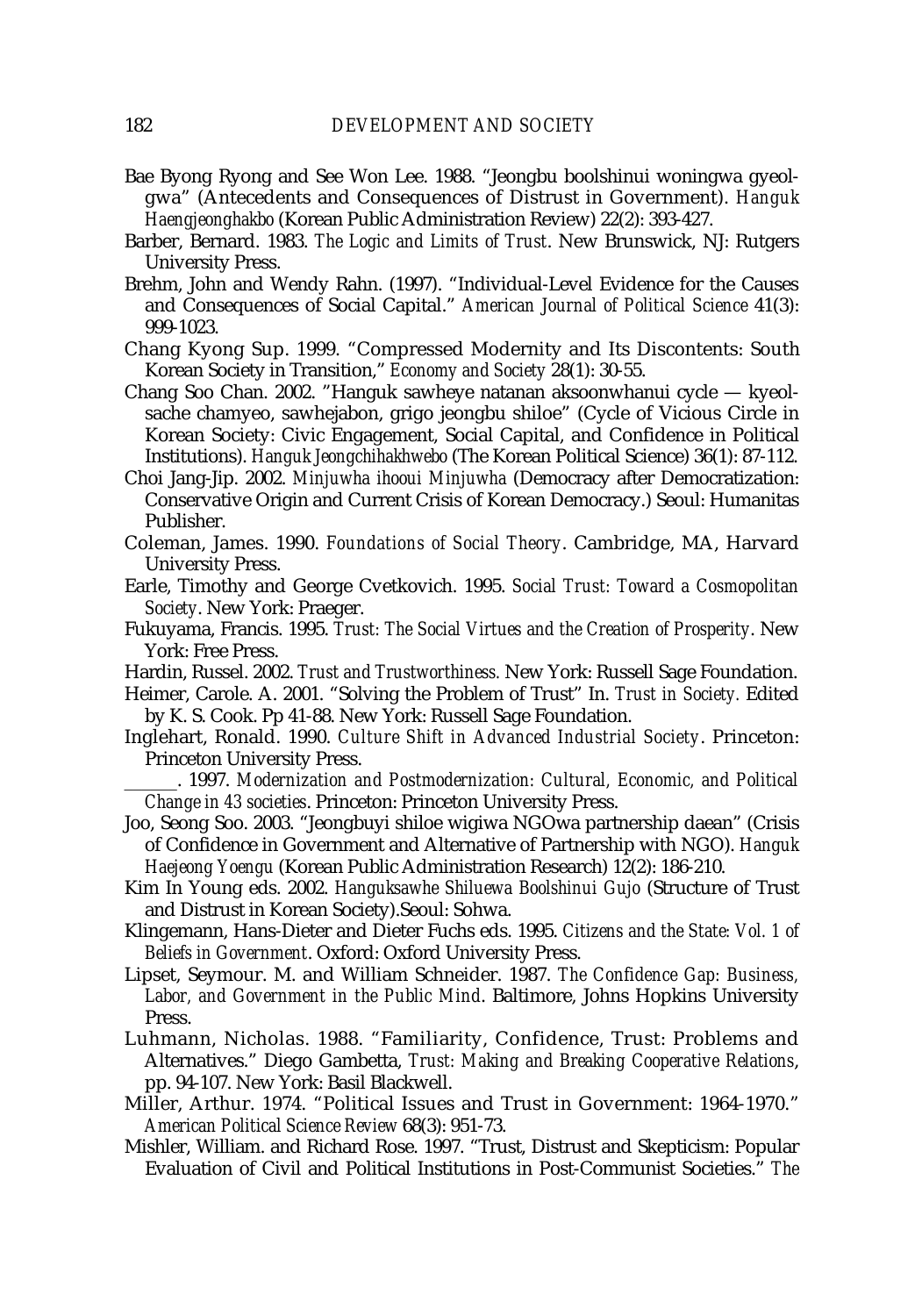Bae Byong Ryong and See Won Lee. 1988. "Jeongbu boolshinui woningwa gyeolgwa" (Antecedents and Consequences of Distrust in Government). *Hanguk Haengjeonghakbo* (Korean Public Administration Review) 22(2): 393-427.

Barber, Bernard. 1983. *The Logic and Limits of Trust*. New Brunswick, NJ: Rutgers University Press.

Brehm, John and Wendy Rahn. (1997). "Individual-Level Evidence for the Causes and Consequences of Social Capital." *American Journal of Political Science* 41(3): 999-1023.

Chang Kyong Sup. 1999. "Compressed Modernity and Its Discontents: South Korean Society in Transition," *Economy and Society* 28(1): 30-55.

Chang Soo Chan. 2002. "Hanguk sawheye natanan aksoonwhanui cycle — kyeolsache chamyeo, sawhejabon, grigo jeongbu shiloe" (Cycle of Vicious Circle in Korean Society: Civic Engagement, Social Capital, and Confidence in Political Institutions). *Hanguk Jeongchihakhwebo* (The Korean Political Science) 36(1): 87-112.

Choi Jang-Jip. 2002. *Minjuwha ihooui Minjuwha* (Democracy after Democratization: Conservative Origin and Current Crisis of Korean Democracy.) Seoul: Humanitas Publisher.

Coleman, James. 1990. *Foundations of Social Theory*. Cambridge, MA, Harvard University Press.

Earle, Timothy and George Cvetkovich. 1995. *Social Trust: Toward a Cosmopolitan Society*. New York: Praeger.

Fukuyama, Francis. 1995. *Trust: The Social Virtues and the Creation of Prosperity*. New York: Free Press.

Hardin, Russel. 2002. *Trust and Trustworthiness.* New York: Russell Sage Foundation.

Heimer, Carole. A. 2001. "Solving the Problem of Trust" In. *Trust in Society.* Edited by K. S. Cook. Pp 41-88. New York: Russell Sage Foundation.

Inglehart, Ronald. 1990. *Culture Shift in Advanced Industrial Society*. Princeton: Princeton University Press.

\_\_\_\_\_\_. 1997. *Modernization and Postmodernization: Cultural, Economic, and Political Change in 43 societies*. Princeton: Princeton University Press.

Joo, Seong Soo. 2003. "Jeongbuyi shiloe wigiwa NGOwa partnership daean" (Crisis of Confidence in Government and Alternative of Partnership with NGO). *Hanguk Haejeong Yoengu* (Korean Public Administration Research) 12(2): 186-210.

Kim In Young eds. 2002. *Hanguksawhe Shiluewa Boolshinui Gujo* (Structure of Trust and Distrust in Korean Society).Seoul: Sohwa.

Klingemann, Hans-Dieter and Dieter Fuchs eds. 1995. *Citizens and the State: Vol. 1 of Beliefs in Government*. Oxford: Oxford University Press.

Lipset, Seymour. M. and William Schneider. 1987. *The Confidence Gap: Business, Labor, and Government in the Public Mind*. Baltimore, Johns Hopkins University Press.

Luhmann, Nicholas. 1988. "Familiarity, Confidence, Trust: Problems and Alternatives." Diego Gambetta, *Trust: Making and Breaking Cooperative Relations*, pp. 94-107. New York: Basil Blackwell.

Miller, Arthur. 1974. "Political Issues and Trust in Government: 1964-1970." *American Political Science Review* 68(3): 951-73.

Mishler, William. and Richard Rose. 1997. "Trust, Distrust and Skepticism: Popular Evaluation of Civil and Political Institutions in Post-Communist Societies." *The*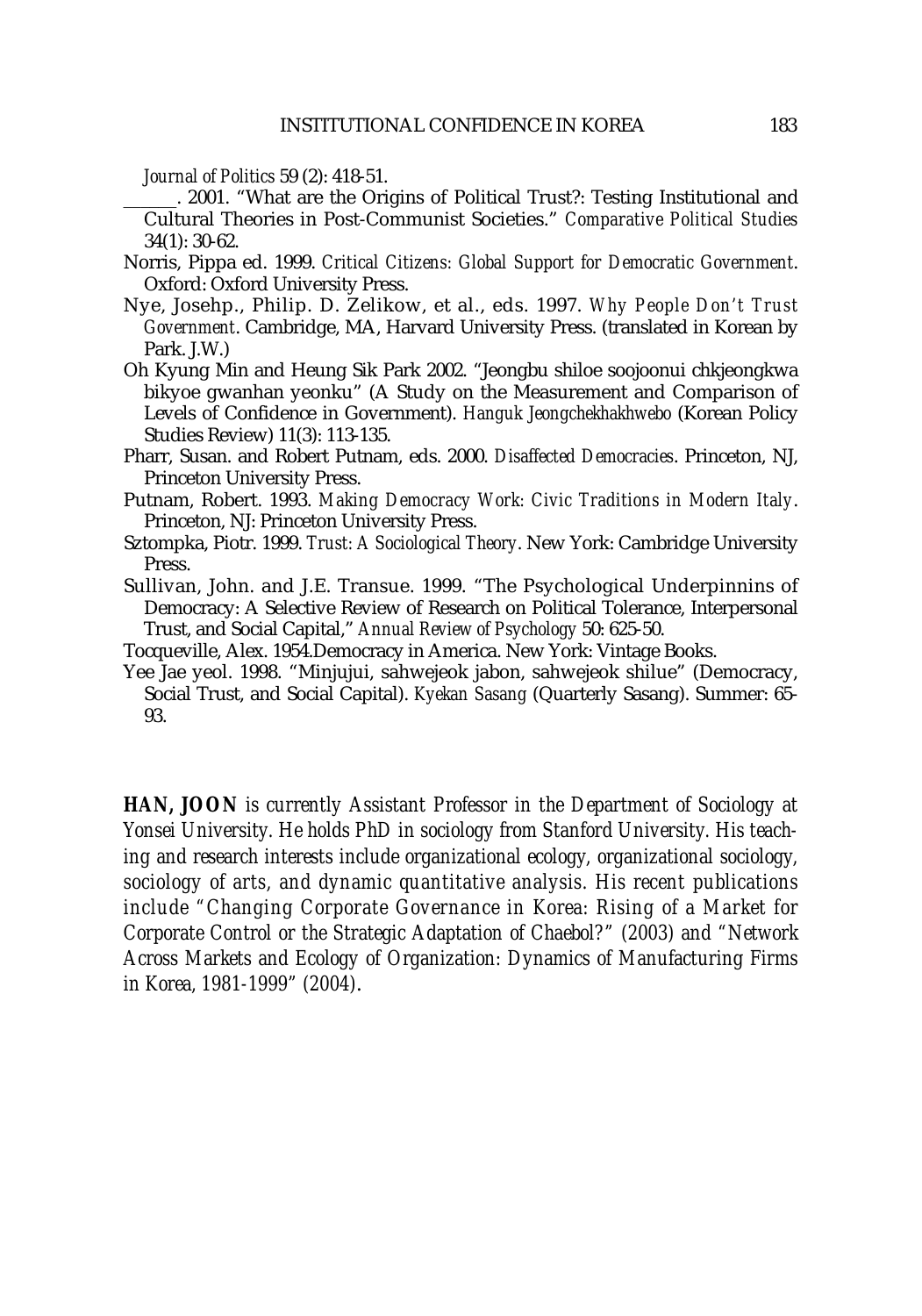*Journal of Politics* 59 (2): 418-51.

\_\_\_\_\_\_. 2001. "What are the Origins of Political Trust?: Testing Institutional and Cultural Theories in Post-Communist Societies." *Comparative Political Studies* 34(1): 30-62.

Norris, Pippa ed. 1999. *Critical Citizens: Global Support for Democratic Government.* Oxford: Oxford University Press.

Nye, Josehp., Philip. D. Zelikow, et al., eds. 1997. *Why People Don't Trust Government*. Cambridge, MA, Harvard University Press. (translated in Korean by Park. J.W.)

Oh Kyung Min and Heung Sik Park 2002. "Jeongbu shiloe soojoonui chkjeongkwa bikyoe gwanhan yeonku" (A Study on the Measurement and Comparison of Levels of Confidence in Government). *Hanguk Jeongchekhakhwebo* (Korean Policy Studies Review) 11(3): 113-135.

Pharr, Susan. and Robert Putnam, eds. 2000. *Disaffected Democracies*. Princeton, NJ, Princeton University Press.

Putnam, Robert. 1993. *Making Democracy Work: Civic Traditions in Modern Italy*. Princeton, NJ: Princeton University Press.

Sztompka, Piotr. 1999. *Trust: A Sociological Theory*. New York: Cambridge University Press.

Sullivan, John. and J.E. Transue. 1999. "The Psychological Underpinnins of Democracy: A Selective Review of Research on Political Tolerance, Interpersonal Trust, and Social Capital," *Annual Review of Psychology* 50: 625-50.

Tocqueville, Alex. 1954.Democracy in America. New York: Vintage Books.

Yee Jae yeol. 1998. "Minjujui, sahwejeok jabon, sahwejeok shilue" (Democracy, Social Trust, and Social Capital). *Kyekan Sasang* (Quarterly Sasang). Summer: 65-93.

**HAN, JOON** *is currently Assistant Professor in the Department of Sociology at Yonsei University. He holds PhD in sociology from Stanford University. His teaching and research interests include organizational ecology, organizational sociology, sociology of arts, and dynamic quantitative analysis. His recent publications include "Changing Corporate Governance in Korea: Rising of a Market for Corporate Control or the Strategic Adaptation of Chaebol?" (2003) and "Network Across Markets and Ecology of Organization: Dynamics of Manufacturing Firms in Korea, 1981-1999" (2004).*